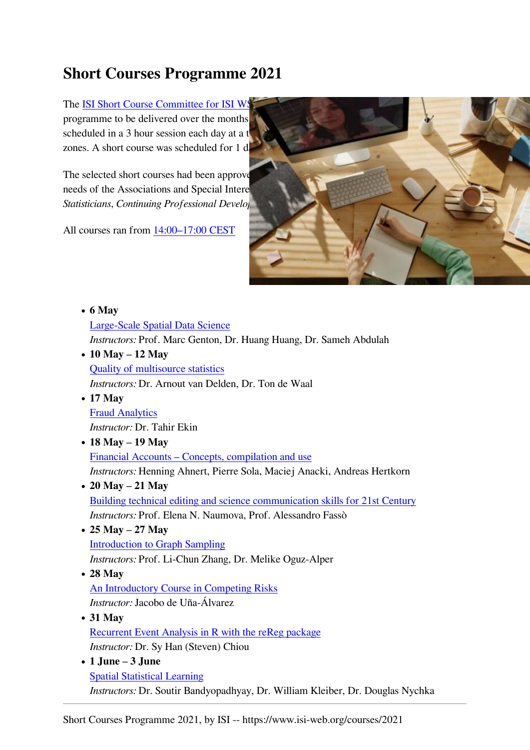# Short Courses Programme 2021

The ISI Short Course Committee for ISI WS programme to be delivered over the months scheduled in a 3 hour session each day at a t zones. A short course was scheduled for 1 d

The selected short courses had been approve needs of the Associations and Special Intere *Statisticians*, *Continuing Professional Develo*

All courses ran from 14:00–17:00 CEST

- **6 May**
  Large-Scale Spatial Data Science
  *Instructors:* Prof. Marc Genton, Dr. Huang Huang, Dr. Sameh Abdulah
- **10 May – 12 May**
  Quality of multisource statistics
  *Instructors:* Dr. Arnout van Delden, Dr. Ton de Waal
- **17 May**
  Fraud Analytics
  *Instructor:* Dr. Tahir Ekin
- **18 May – 19 May**
  Financial Accounts – Concepts, compilation and use
  *Instructors:* Henning Ahnert, Pierre Sola, Maciej Anacki, Andreas Hertkorn
- **20 May – 21 May**
  Building technical editing and science communication skills for 21st Century
  *Instructors:* Prof. Elena N. Naumova, Prof. Alessandro Fassò
- **25 May – 27 May**
  Introduction to Graph Sampling
  *Instructors:* Prof. Li-Chun Zhang, Dr. Melike Oguz-Alper
- **28 May**
  An Introductory Course in Competing Risks
  *Instructor:* Jacobo de Uña-Álvarez
- **31 May**
  Recurrent Event Analysis in R with the reReg package
  *Instructor:* Dr. Sy Han (Steven) Chiou
- **1 June – 3 June**
  Spatial Statistical Learning
  *Instructors:* Dr. Soutir Bandyopadhyay, Dr. William Kleiber, Dr. Douglas Nychka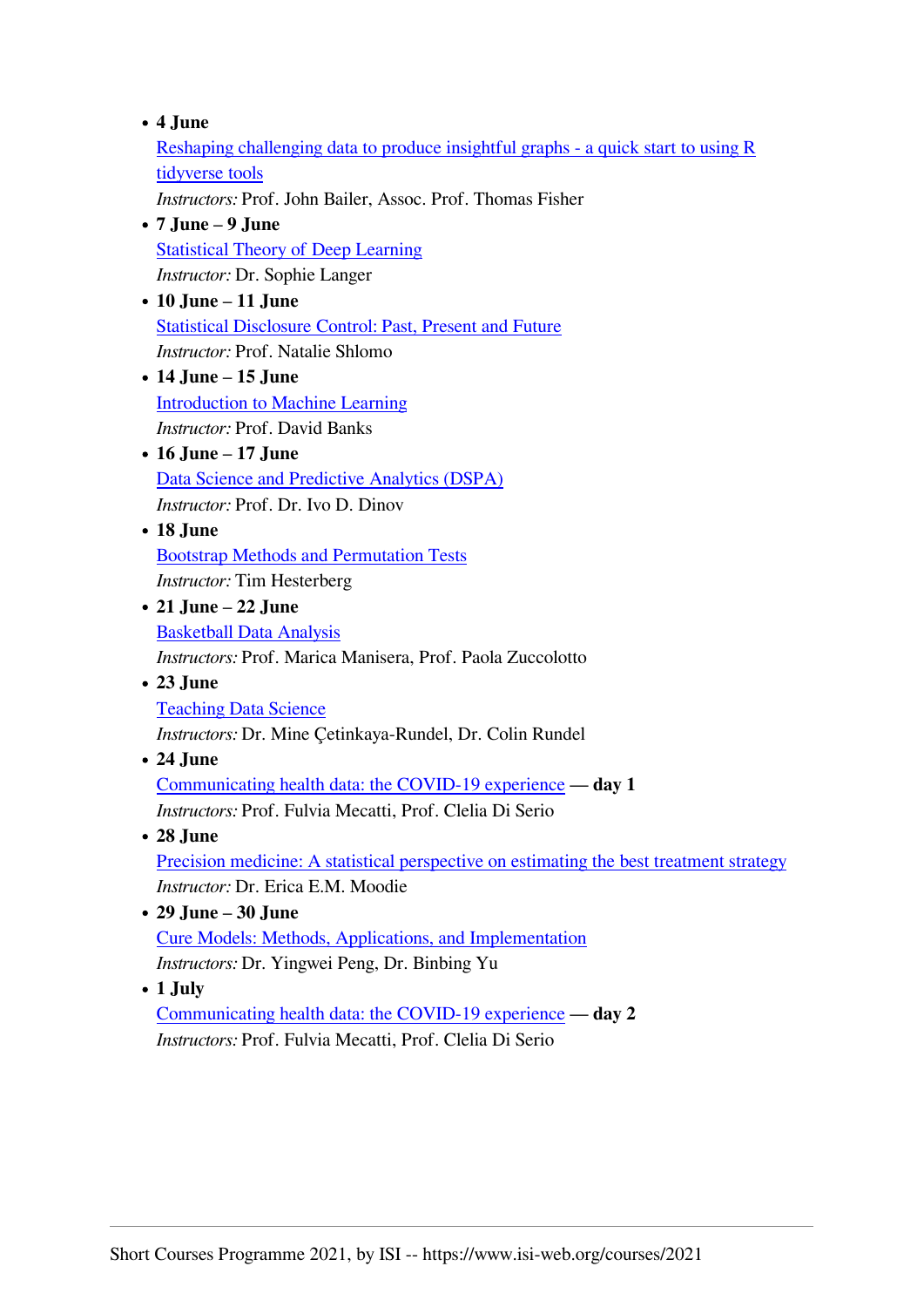- **4 June**
  Reshaping challenging data to produce insightful graphs - a quick start to using R tidyverse tools
  *Instructors:* Prof. John Bailer, Assoc. Prof. Thomas Fisher
- **7 June – 9 June**
  Statistical Theory of Deep Learning
  *Instructor:* Dr. Sophie Langer
- **10 June – 11 June**
  Statistical Disclosure Control: Past, Present and Future
  *Instructor:* Prof. Natalie Shlomo
- **14 June – 15 June**
  Introduction to Machine Learning
  *Instructor:* Prof. David Banks
- **16 June – 17 June**
  Data Science and Predictive Analytics (DSPA)
  *Instructor:* Prof. Dr. Ivo D. Dinov
- **18 June**
  Bootstrap Methods and Permutation Tests
  *Instructor:* Tim Hesterberg
- **21 June – 22 June**
  Basketball Data Analysis
  *Instructors:* Prof. Marica Manisera, Prof. Paola Zuccolotto
- **23 June**
  Teaching Data Science
  *Instructors:* Dr. Mine Çetinkaya-Rundel, Dr. Colin Rundel
- **24 June**
  Communicating health data: the COVID-19 experience **— day 1**
  *Instructors:* Prof. Fulvia Mecatti, Prof. Clelia Di Serio
- **28 June**
  Precision medicine: A statistical perspective on estimating the best treatment strategy
  *Instructor:* Dr. Erica E.M. Moodie
- **29 June – 30 June**
  Cure Models: Methods, Applications, and Implementation
  *Instructors:* Dr. Yingwei Peng, Dr. Binbing Yu
- **1 July**
  Communicating health data: the COVID-19 experience **— day 2**
  *Instructors:* Prof. Fulvia Mecatti, Prof. Clelia Di Serio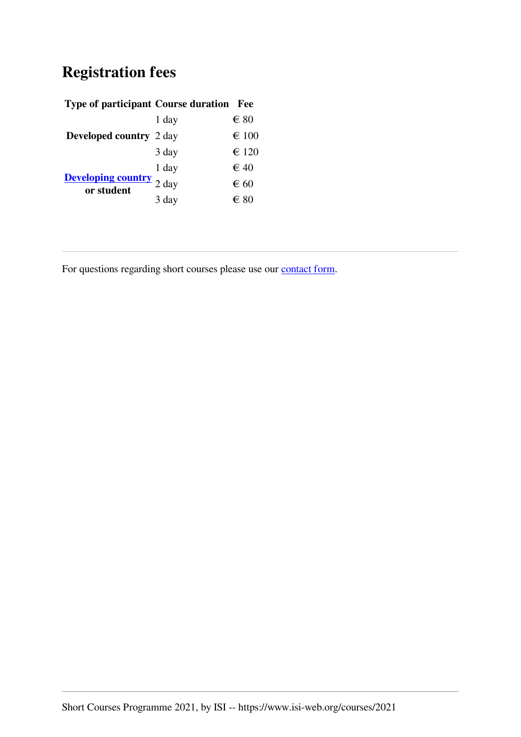## Registration fees

| Type of participant | Course duration | Fee |
|---|---|---|
| **Developed country** | 1 day | € 80 |
| | 2 day | € 100 |
| | 3 day | € 120 |
| **Developing country or student** | 1 day | € 40 |
| | 2 day | € 60 |
| | 3 day | € 80 |

---

For questions regarding short courses please use our contact form.

---

Short Courses Programme 2021, by ISI -- https://www.isi-web.org/courses/2021